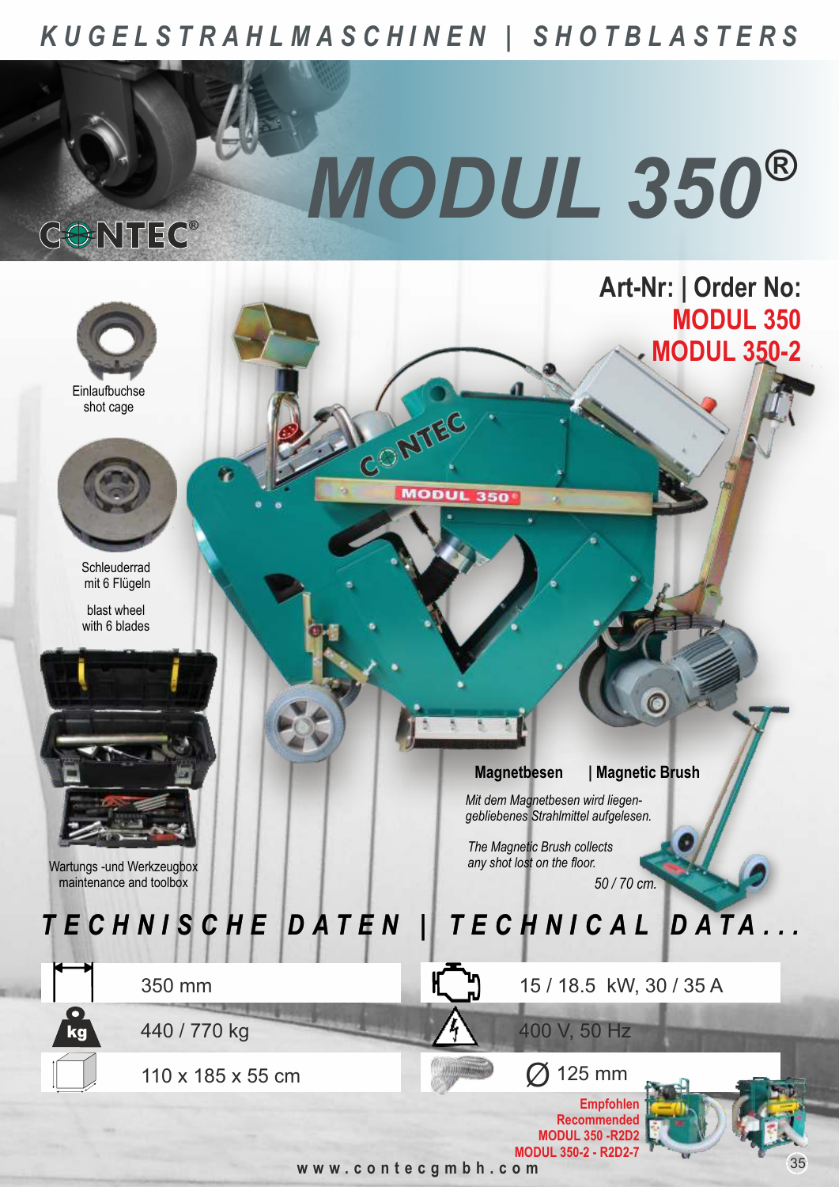# KUGELSTRAHLMASCHINEN | SHOTBLASTERS

# MODUL 350®

CONTEC®

**Art-Nr: | Order No:**
**MODUL 350**
**MODUL 350-2**

Einlaufbuchse
shot cage

Schleuderrad
mit 6 Flügeln

blast wheel
with 6 blades

Wartungs -und Werkzeugbox
maintenance and toolbox

**Magnetbesen | Magnetic Brush**

*Mit dem Magnetbesen wird liegengebliebenes Strahlmittel aufgelesen.*

*The Magnetic Brush collects any shot lost on the floor.*

*50 / 70 cm.*

## TECHNISCHE DATEN | TECHNICAL DATA...

| | | | |
|---|---|---|---|
| Width | 350 mm | Power | 15 / 18.5 kW, 30 / 35 A |
| kg | 440 / 770 kg | Voltage | 400 V, 50 Hz |
| Dimensions | 110 x 185 x 55 cm | Hose | ∅ 125 mm |

**Empfohlen**
**Recommended**
**MODUL 350 -R2D2**
**MODUL 350-2 - R2D2-7**

www.contecgmbh.com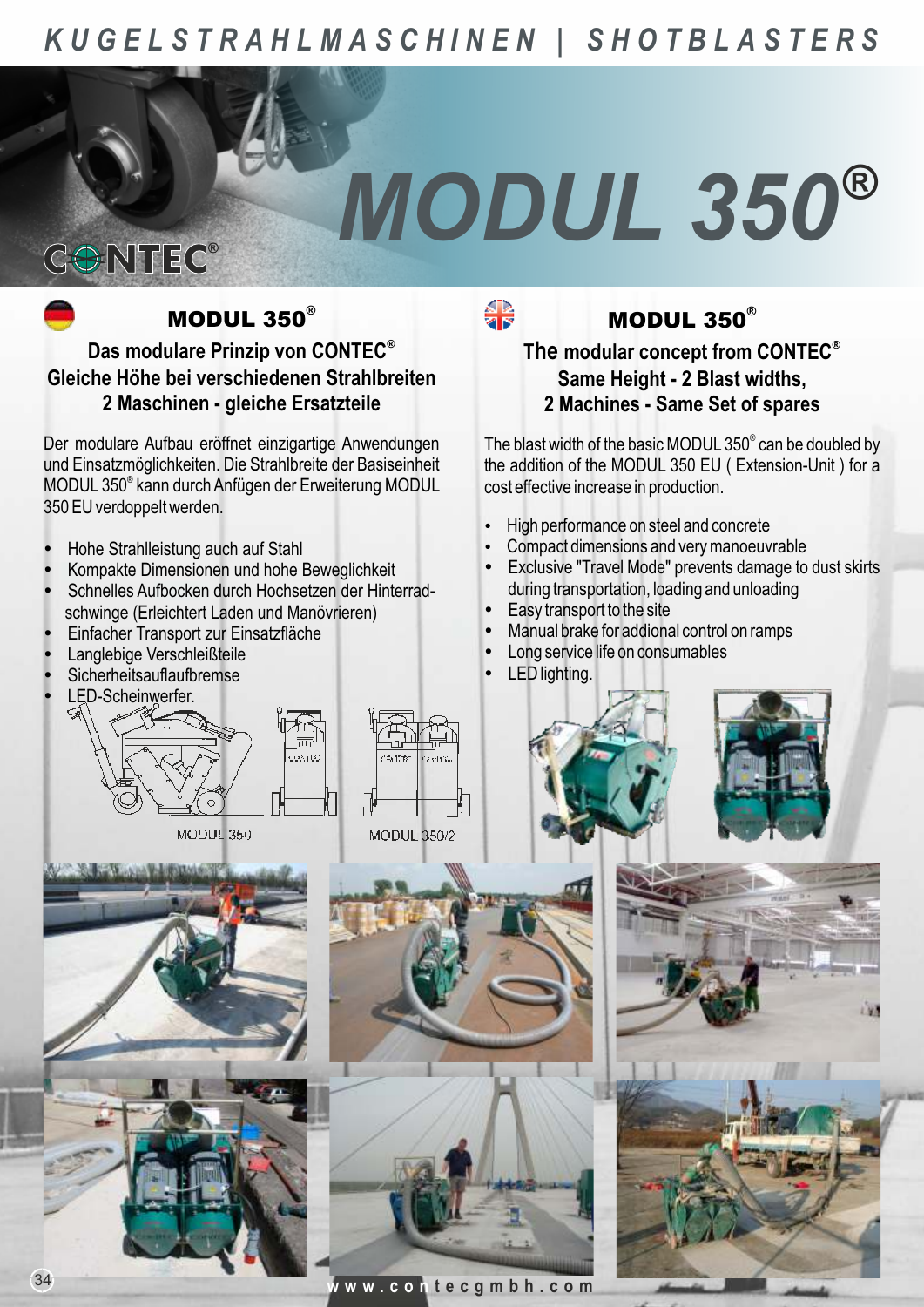# KUGELSTRAHLMASCHINEN | SHOTBLASTERS

# MODUL 350®

CONTEC®

## MODUL 350®

### Das modulare Prinzip von CONTEC®
### Gleiche Höhe bei verschiedenen Strahlbreiten
### 2 Maschinen - gleiche Ersatzteile

Der modulare Aufbau eröffnet einzigartige Anwendungen und Einsatzmöglichkeiten. Die Strahlbreite der Basiseinheit MODUL 350® kann durch Anfügen der Erweiterung MODUL 350 EU verdoppelt werden.

- Hohe Strahlleistung auch auf Stahl
- Kompakte Dimensionen und hohe Beweglichkeit
- Schnelles Aufbocken durch Hochsetzen der Hinterradschwinge (Erleichtert Laden und Manövrieren)
- Einfacher Transport zur Einsatzfläche
- Langlebige Verschleißteile
- Sicherheitsauflaufbremse
- LED-Scheinwerfer.

## MODUL 350®

### The modular concept from CONTEC®
### Same Height - 2 Blast widths,
### 2 Machines - Same Set of spares

The blast width of the basic MODUL 350® can be doubled by the addition of the MODUL 350 EU ( Extension-Unit ) for a cost effective increase in production.

- High performance on steel and concrete
- Compact dimensions and very manoeuvrable
- Exclusive "Travel Mode" prevents damage to dust skirts during transportation, loading and unloading
- Easy transport to the site
- Manual brake for addional control on ramps
- Long service life on consumables
- LED lighting.

MODUL 350

MODUL 350/2

www.contecgmbh.com